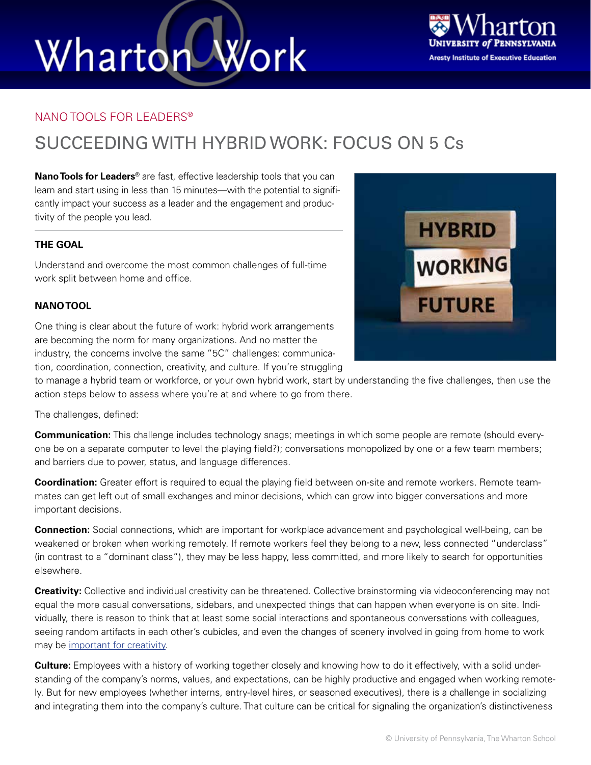# Wharton@Work

NANO TOOLS FOR LEADERS®

## SUCCEEDING WITH HYBRID WORK: FOCUS ON 5 Cs

**Nano Tools for Leaders®** are fast, effective leadership tools that you can learn and start using in less than 15 minutes—with the potential to significantly impact your success as a leader and the engagement and productivity of the people you lead.

### THE GOAL

Understand and overcome the most common challenges of full-time work split between home and office.

### NANO TOOL

One thing is clear about the future of work: hybrid work arrangements are becoming the norm for many organizations. And no matter the industry, the concerns involve the same "5C" challenges: communication, coordination, connection, creativity, and culture. If you're struggling to manage a hybrid team or workforce, or your own hybrid work, start by understanding the five challenges, then use the action steps below to assess where you're at and where to go from there.

The challenges, defined:

**Communication:** This challenge includes technology snags; meetings in which some people are remote (should everyone be on a separate computer to level the playing field?); conversations monopolized by one or a few team members; and barriers due to power, status, and language differences.

**Coordination:** Greater effort is required to equal the playing field between on-site and remote workers. Remote teammates can get left out of small exchanges and minor decisions, which can grow into bigger conversations and more important decisions.

**Connection:** Social connections, which are important for workplace advancement and psychological well-being, can be weakened or broken when working remotely. If remote workers feel they belong to a new, less connected "underclass" (in contrast to a "dominant class"), they may be less happy, less committed, and more likely to search for opportunities elsewhere.

**Creativity:** Collective and individual creativity can be threatened. Collective brainstorming via videoconferencing may not equal the more casual conversations, sidebars, and unexpected things that can happen when everyone is on site. Individually, there is reason to think that at least some social interactions and spontaneous conversations with colleagues, seeing random artifacts in each other's cubicles, and even the changes of scenery involved in going from home to work may be important for creativity.

**Culture:** Employees with a history of working together closely and knowing how to do it effectively, with a solid understanding of the company's norms, values, and expectations, can be highly productive and engaged when working remotely. But for new employees (whether interns, entry-level hires, or seasoned executives), there is a challenge in socializing and integrating them into the company's culture. That culture can be critical for signaling the organization's distinctiveness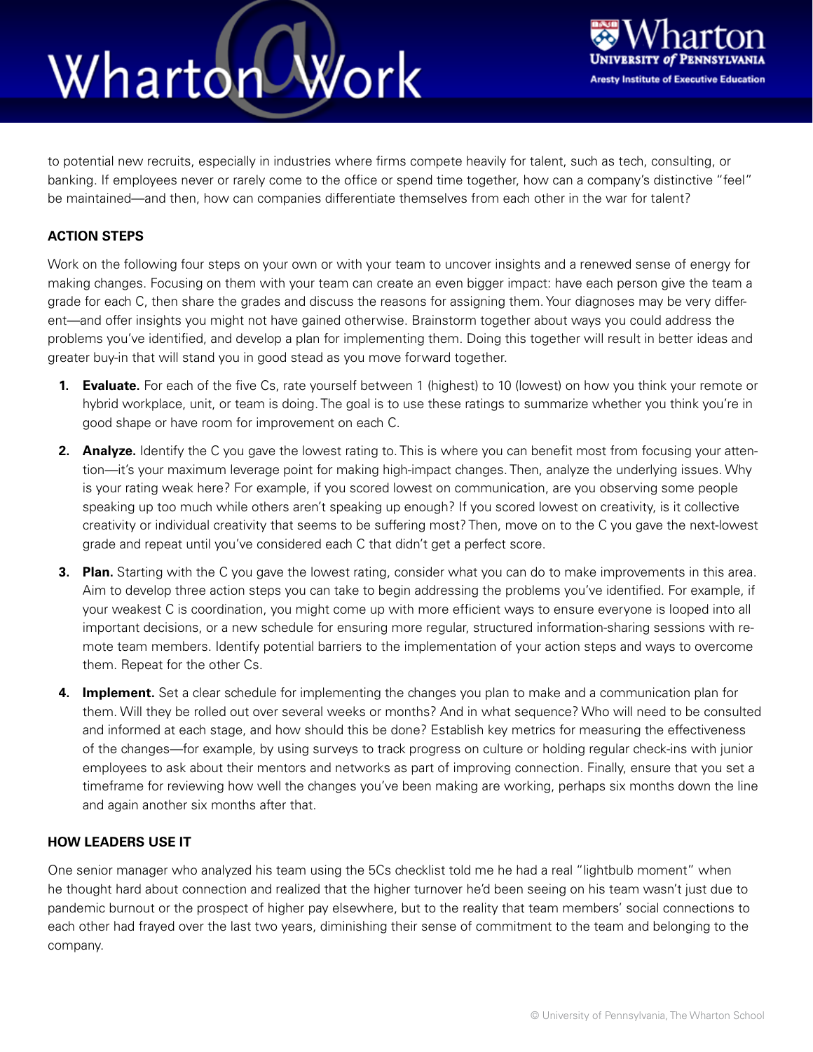to potential new recruits, especially in industries where firms compete heavily for talent, such as tech, consulting, or banking. If employees never or rarely come to the office or spend time together, how can a company's distinctive "feel" be maintained—and then, how can companies differentiate themselves from each other in the war for talent?

## ACTION STEPS

Work on the following four steps on your own or with your team to uncover insights and a renewed sense of energy for making changes. Focusing on them with your team can create an even bigger impact: have each person give the team a grade for each C, then share the grades and discuss the reasons for assigning them. Your diagnoses may be very different—and offer insights you might not have gained otherwise. Brainstorm together about ways you could address the problems you've identified, and develop a plan for implementing them. Doing this together will result in better ideas and greater buy-in that will stand you in good stead as you move forward together.

1. **Evaluate.** For each of the five Cs, rate yourself between 1 (highest) to 10 (lowest) on how you think your remote or hybrid workplace, unit, or team is doing. The goal is to use these ratings to summarize whether you think you're in good shape or have room for improvement on each C.
2. **Analyze.** Identify the C you gave the lowest rating to. This is where you can benefit most from focusing your attention—it's your maximum leverage point for making high-impact changes. Then, analyze the underlying issues. Why is your rating weak here? For example, if you scored lowest on communication, are you observing some people speaking up too much while others aren't speaking up enough? If you scored lowest on creativity, is it collective creativity or individual creativity that seems to be suffering most? Then, move on to the C you gave the next-lowest grade and repeat until you've considered each C that didn't get a perfect score.
3. **Plan.** Starting with the C you gave the lowest rating, consider what you can do to make improvements in this area. Aim to develop three action steps you can take to begin addressing the problems you've identified. For example, if your weakest C is coordination, you might come up with more efficient ways to ensure everyone is looped into all important decisions, or a new schedule for ensuring more regular, structured information-sharing sessions with remote team members. Identify potential barriers to the implementation of your action steps and ways to overcome them. Repeat for the other Cs.
4. **Implement.** Set a clear schedule for implementing the changes you plan to make and a communication plan for them. Will they be rolled out over several weeks or months? And in what sequence? Who will need to be consulted and informed at each stage, and how should this be done? Establish key metrics for measuring the effectiveness of the changes—for example, by using surveys to track progress on culture or holding regular check-ins with junior employees to ask about their mentors and networks as part of improving connection. Finally, ensure that you set a timeframe for reviewing how well the changes you've been making are working, perhaps six months down the line and again another six months after that.

## HOW LEADERS USE IT

One senior manager who analyzed his team using the 5Cs checklist told me he had a real "lightbulb moment" when he thought hard about connection and realized that the higher turnover he'd been seeing on his team wasn't just due to pandemic burnout or the prospect of higher pay elsewhere, but to the reality that team members' social connections to each other had frayed over the last two years, diminishing their sense of commitment to the team and belonging to the company.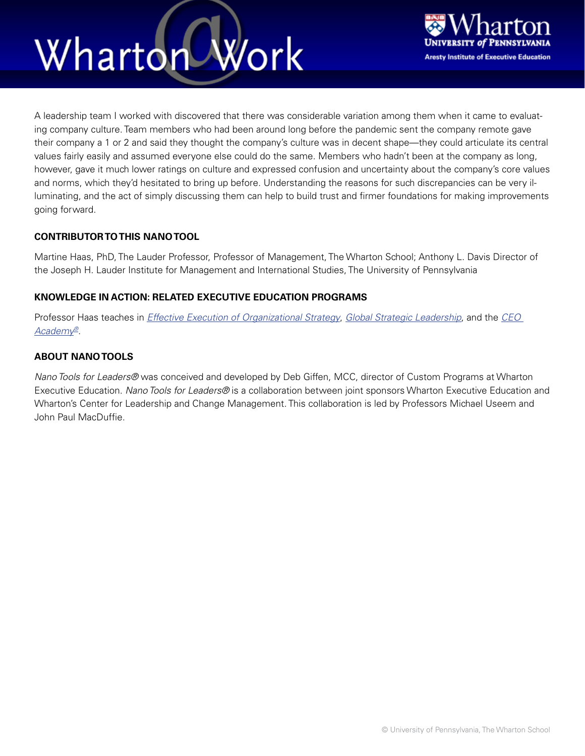A leadership team I worked with discovered that there was considerable variation among them when it came to evaluating company culture. Team members who had been around long before the pandemic sent the company remote gave their company a 1 or 2 and said they thought the company's culture was in decent shape—they could articulate its central values fairly easily and assumed everyone else could do the same. Members who hadn't been at the company as long, however, gave it much lower ratings on culture and expressed confusion and uncertainty about the company's core values and norms, which they'd hesitated to bring up before. Understanding the reasons for such discrepancies can be very illuminating, and the act of simply discussing them can help to build trust and firmer foundations for making improvements going forward.

### CONTRIBUTOR TO THIS NANO TOOL

Martine Haas, PhD, The Lauder Professor, Professor of Management, The Wharton School; Anthony L. Davis Director of the Joseph H. Lauder Institute for Management and International Studies, The University of Pennsylvania

### KNOWLEDGE IN ACTION: RELATED EXECUTIVE EDUCATION PROGRAMS

Professor Haas teaches in *Effective Execution of Organizational Strategy*, *Global Strategic Leadership*, and the *CEO Academy®*.

### ABOUT NANO TOOLS

*Nano Tools for Leaders®* was conceived and developed by Deb Giffen, MCC, director of Custom Programs at Wharton Executive Education. *Nano Tools for Leaders®* is a collaboration between joint sponsors Wharton Executive Education and Wharton's Center for Leadership and Change Management. This collaboration is led by Professors Michael Useem and John Paul MacDuffie.